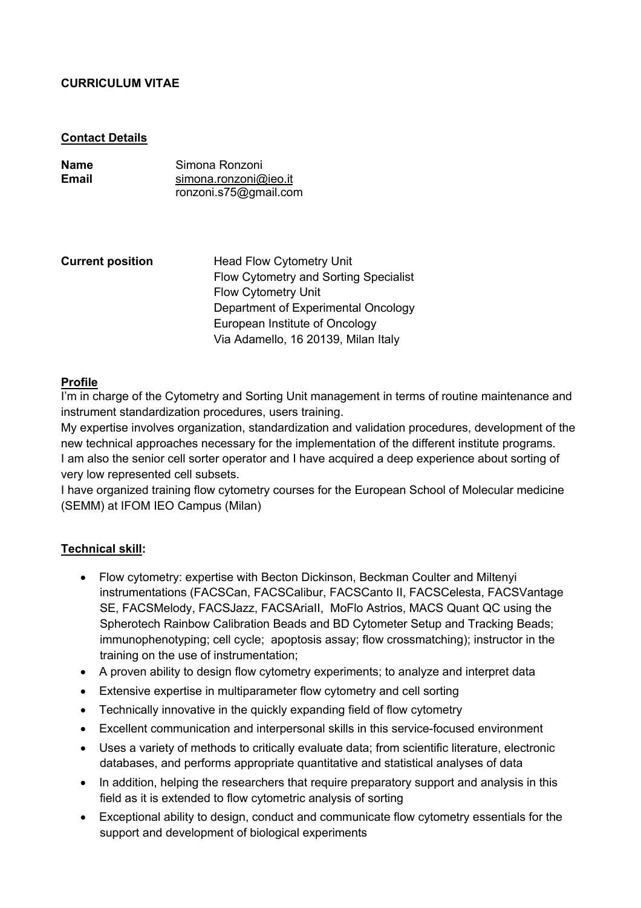**CURRICULUM VITAE**

**Contact Details**

**Name** Simona Ronzoni
**Email** simona.ronzoni@ieo.it
ronzoni.s75@gmail.com

**Current position** Head Flow Cytometry Unit
Flow Cytometry and Sorting Specialist
Flow Cytometry Unit
Department of Experimental Oncology
European Institute of Oncology
Via Adamello, 16 20139, Milan Italy

**Profile**

I'm in charge of the Cytometry and Sorting Unit management in terms of routine maintenance and instrument standardization procedures, users training.
My expertise involves organization, standardization and validation procedures, development of the new technical approaches necessary for the implementation of the different institute programs.
I am also the senior cell sorter operator and I have acquired a deep experience about sorting of very low represented cell subsets.
I have organized training flow cytometry courses for the European School of Molecular medicine (SEMM) at IFOM IEO Campus (Milan)

**Technical skill:**

- Flow cytometry: expertise with Becton Dickinson, Beckman Coulter and Miltenyi instrumentations (FACSCan, FACSCalibur, FACSCanto II, FACSCelesta, FACSVantage SE, FACSMelody, FACSJazz, FACSAriaII, MoFlo Astrios, MACS Quant QC using the Spherotech Rainbow Calibration Beads and BD Cytometer Setup and Tracking Beads; immunophenotyping; cell cycle; apoptosis assay; flow crossmatching); instructor in the training on the use of instrumentation;
- A proven ability to design flow cytometry experiments; to analyze and interpret data
- Extensive expertise in multiparameter flow cytometry and cell sorting
- Technically innovative in the quickly expanding field of flow cytometry
- Excellent communication and interpersonal skills in this service-focused environment
- Uses a variety of methods to critically evaluate data; from scientific literature, electronic databases, and performs appropriate quantitative and statistical analyses of data
- In addition, helping the researchers that require preparatory support and analysis in this field as it is extended to flow cytometric analysis of sorting
- Exceptional ability to design, conduct and communicate flow cytometry essentials for the support and development of biological experiments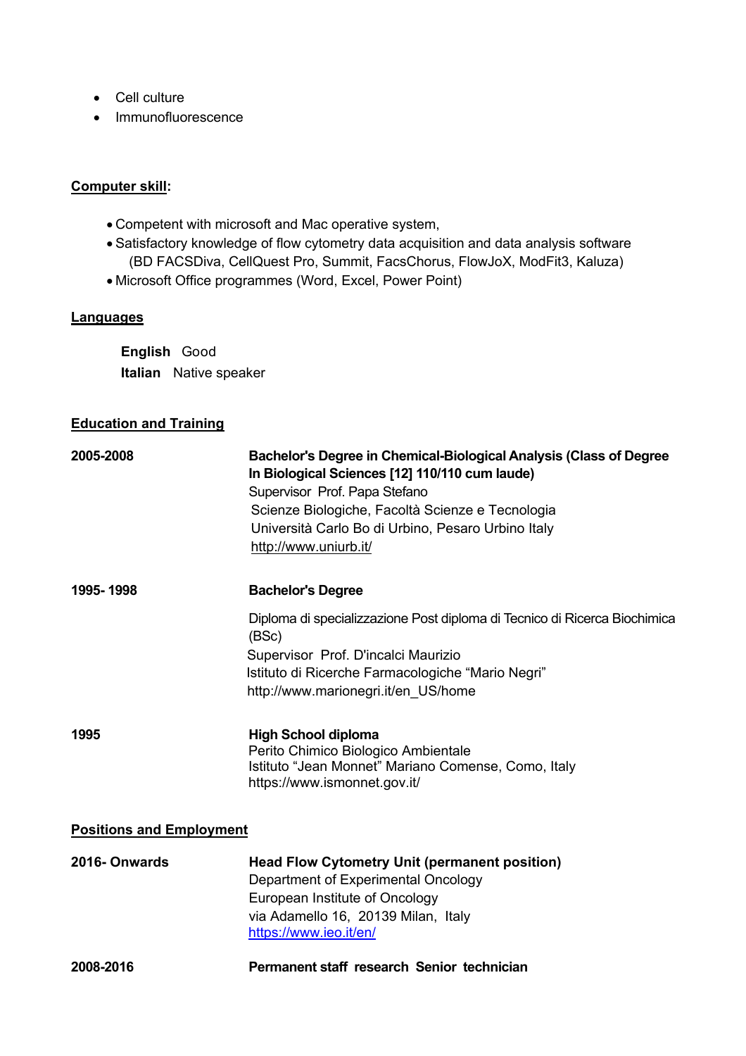- Cell culture
- Immunofluorescence

**Computer skill:**

- Competent with microsoft and Mac operative system,
- Satisfactory knowledge of flow cytometry data acquisition and data analysis software (BD FACSDiva, CellQuest Pro, Summit, FacsChorus, FlowJoX, ModFit3, Kaluza)
- Microsoft Office programmes (Word, Excel, Power Point)

**Languages**

**English** Good
**Italian** Native speaker

**Education and Training**

**2005-2008**

**Bachelor's Degree in Chemical-Biological Analysis (Class of Degree In Biological Sciences [12] 110/110 cum laude)**
Supervisor Prof. Papa Stefano
Scienze Biologiche, Facoltà Scienze e Tecnologia
Università Carlo Bo di Urbino, Pesaro Urbino Italy
http://www.uniurb.it/

**1995- 1998**

**Bachelor's Degree**

Diploma di specializzazione Post diploma di Tecnico di Ricerca Biochimica (BSc)
Supervisor Prof. D'incalci Maurizio
Istituto di Ricerche Farmacologiche "Mario Negri"
http://www.marionegri.it/en_US/home

**1995**

**High School diploma**
Perito Chimico Biologico Ambientale
Istituto "Jean Monnet" Mariano Comense, Como, Italy
https://www.ismonnet.gov.it/

**Positions and Employment**

**2016- Onwards**

**Head Flow Cytometry Unit (permanent position)**
Department of Experimental Oncology
European Institute of Oncology
via Adamello 16, 20139 Milan, Italy
https://www.ieo.it/en/

**2008-2016**

**Permanent staff research Senior technician**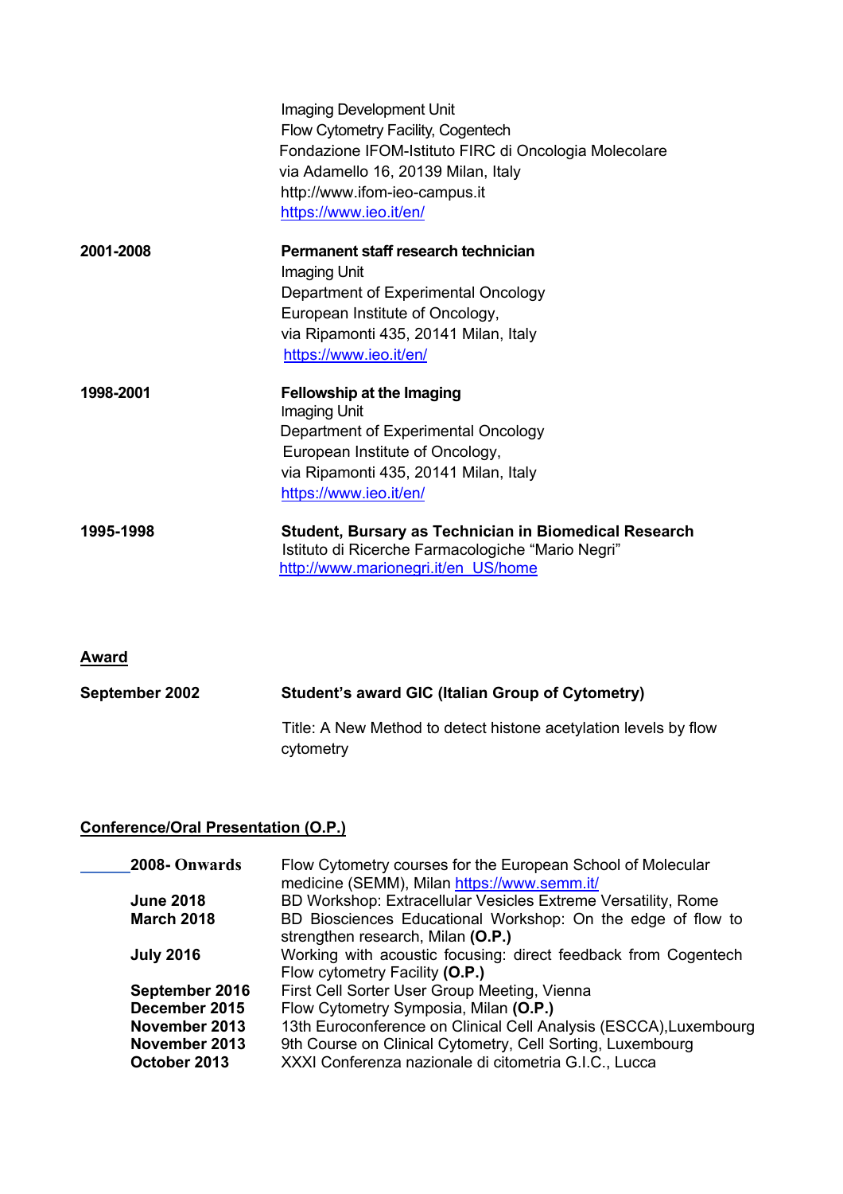Imaging Development Unit
Flow Cytometry Facility, Cogentech
Fondazione IFOM-Istituto FIRC di Oncologia Molecolare
via Adamello 16, 20139 Milan, Italy
http://www.ifom-ieo-campus.it
https://www.ieo.it/en/

**2001-2008** — **Permanent staff research technician**
Imaging Unit
Department of Experimental Oncology
European Institute of Oncology,
via Ripamonti 435, 20141 Milan, Italy
https://www.ieo.it/en/

**1998-2001** — **Fellowship at the Imaging**
Imaging Unit
Department of Experimental Oncology
European Institute of Oncology,
via Ripamonti 435, 20141 Milan, Italy
https://www.ieo.it/en/

**1995-1998** — **Student, Bursary as Technician in Biomedical Research**
Istituto di Ricerche Farmacologiche "Mario Negri"
http://www.marionegri.it/en_US/home

## Award

**September 2002** — **Student's award GIC (Italian Group of Cytometry)**

Title: A New Method to detect histone acetylation levels by flow cytometry

## Conference/Oral Presentation (O.P.)

| | |
|---|---|
| **2008- Onwards** | Flow Cytometry courses for the European School of Molecular medicine (SEMM), Milan https://www.semm.it/ |
| **June 2018** | BD Workshop: Extracellular Vesicles Extreme Versatility, Rome |
| **March 2018** | BD Biosciences Educational Workshop: On the edge of flow to strengthen research, Milan **(O.P.)** |
| **July 2016** | Working with acoustic focusing: direct feedback from Cogentech Flow cytometry Facility **(O.P.)** |
| **September 2016** | First Cell Sorter User Group Meeting, Vienna |
| **December 2015** | Flow Cytometry Symposia, Milan **(O.P.)** |
| **November 2013** | 13th Euroconference on Clinical Cell Analysis (ESCCA),Luxembourg |
| **November 2013** | 9th Course on Clinical Cytometry, Cell Sorting, Luxembourg |
| **October 2013** | XXXI Conferenza nazionale di citometria G.I.C., Lucca |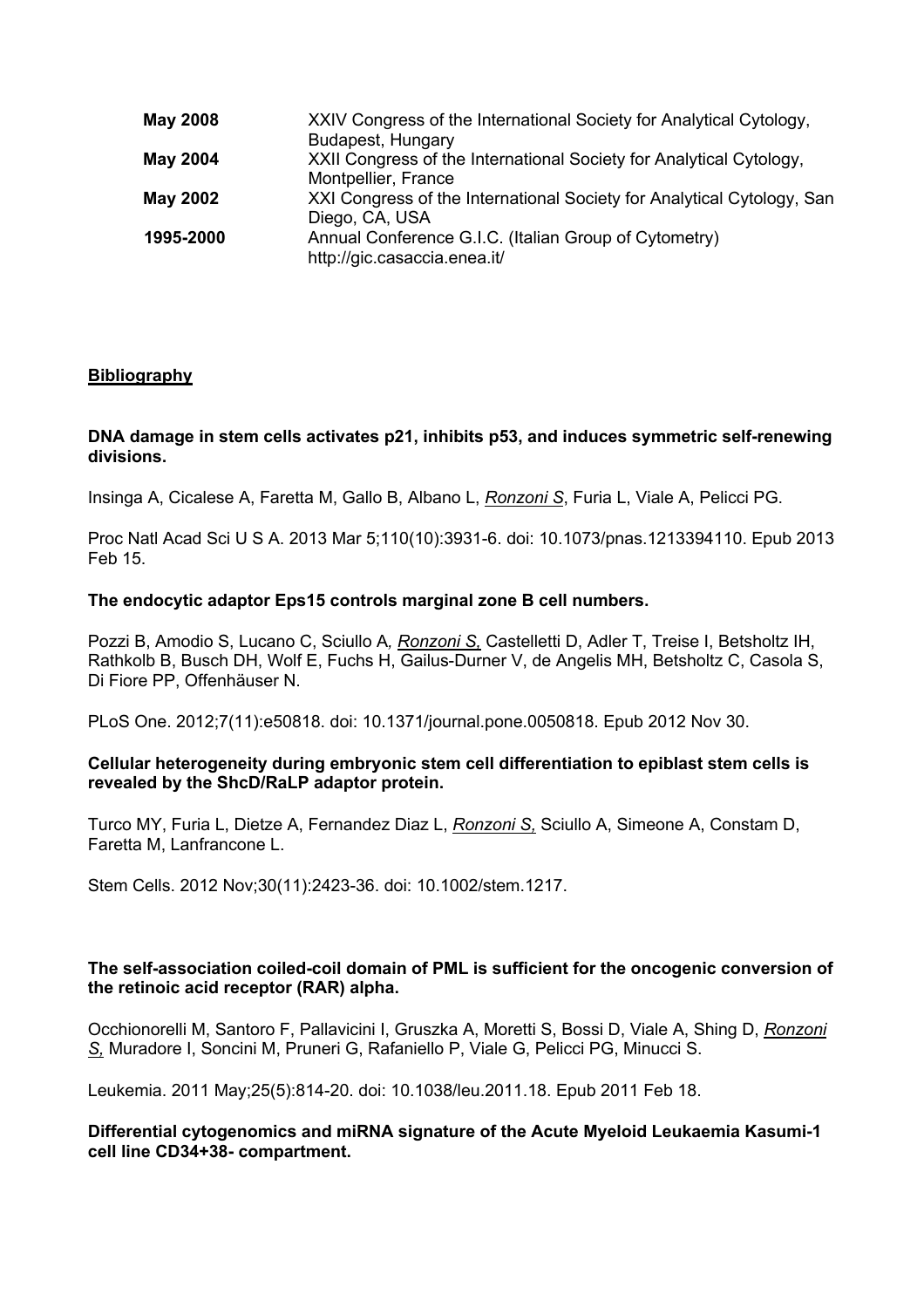| | |
|---|---|
| **May 2008** | XXIV Congress of the International Society for Analytical Cytology, Budapest, Hungary |
| **May 2004** | XXII Congress of the International Society for Analytical Cytology, Montpellier, France |
| **May 2002** | XXI Congress of the International Society for Analytical Cytology, San Diego, CA, USA |
| **1995-2000** | Annual Conference G.I.C. (Italian Group of Cytometry) http://gic.casaccia.enea.it/ |

## Bibliography

**DNA damage in stem cells activates p21, inhibits p53, and induces symmetric self-renewing divisions.**

Insinga A, Cicalese A, Faretta M, Gallo B, Albano L, *Ronzoni S*, Furia L, Viale A, Pelicci PG.

Proc Natl Acad Sci U S A. 2013 Mar 5;110(10):3931-6. doi: 10.1073/pnas.1213394110. Epub 2013 Feb 15.

**The endocytic adaptor Eps15 controls marginal zone B cell numbers.**

Pozzi B, Amodio S, Lucano C, Sciullo A*, Ronzoni S,* Castelletti D, Adler T, Treise I, Betsholtz IH, Rathkolb B, Busch DH, Wolf E, Fuchs H, Gailus-Durner V, de Angelis MH, Betsholtz C, Casola S, Di Fiore PP, Offenhäuser N.

PLoS One. 2012;7(11):e50818. doi: 10.1371/journal.pone.0050818. Epub 2012 Nov 30.

**Cellular heterogeneity during embryonic stem cell differentiation to epiblast stem cells is revealed by the ShcD/RaLP adaptor protein.**

Turco MY, Furia L, Dietze A, Fernandez Diaz L, *Ronzoni S,* Sciullo A, Simeone A, Constam D, Faretta M, Lanfrancone L.

Stem Cells. 2012 Nov;30(11):2423-36. doi: 10.1002/stem.1217.

**The self-association coiled-coil domain of PML is sufficient for the oncogenic conversion of the retinoic acid receptor (RAR) alpha.**

Occhionorelli M, Santoro F, Pallavicini I, Gruszka A, Moretti S, Bossi D, Viale A, Shing D, *Ronzoni S,* Muradore I, Soncini M, Pruneri G, Rafaniello P, Viale G, Pelicci PG, Minucci S.

Leukemia. 2011 May;25(5):814-20. doi: 10.1038/leu.2011.18. Epub 2011 Feb 18.

**Differential cytogenomics and miRNA signature of the Acute Myeloid Leukaemia Kasumi-1 cell line CD34+38- compartment.**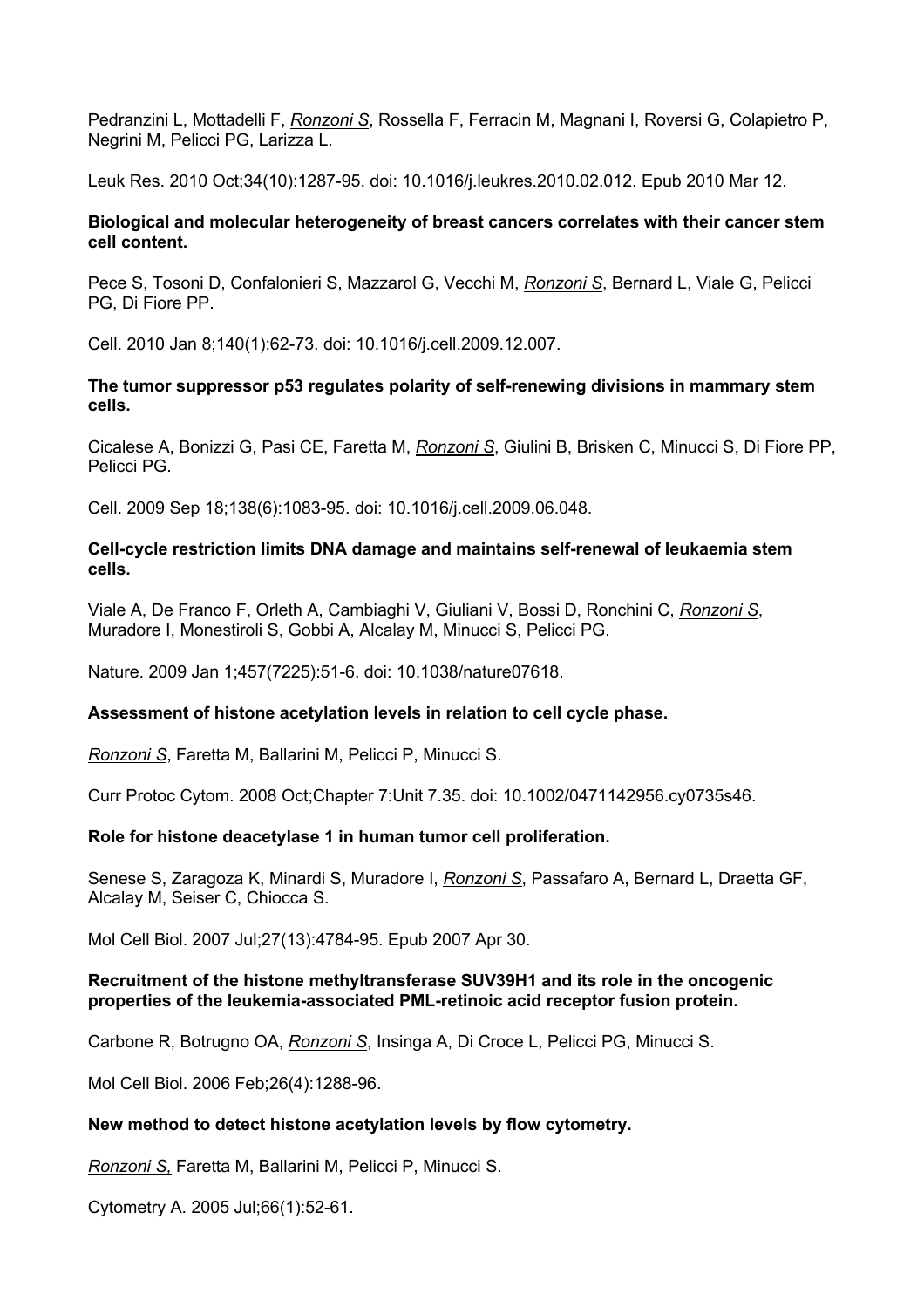Pedranzini L, Mottadelli F, _Ronzoni S_, Rossella F, Ferracin M, Magnani I, Roversi G, Colapietro P, Negrini M, Pelicci PG, Larizza L.

Leuk Res. 2010 Oct;34(10):1287-95. doi: 10.1016/j.leukres.2010.02.012. Epub 2010 Mar 12.

**Biological and molecular heterogeneity of breast cancers correlates with their cancer stem cell content.**

Pece S, Tosoni D, Confalonieri S, Mazzarol G, Vecchi M, _Ronzoni S_, Bernard L, Viale G, Pelicci PG, Di Fiore PP.

Cell. 2010 Jan 8;140(1):62-73. doi: 10.1016/j.cell.2009.12.007.

**The tumor suppressor p53 regulates polarity of self-renewing divisions in mammary stem cells.**

Cicalese A, Bonizzi G, Pasi CE, Faretta M, _Ronzoni S_, Giulini B, Brisken C, Minucci S, Di Fiore PP, Pelicci PG.

Cell. 2009 Sep 18;138(6):1083-95. doi: 10.1016/j.cell.2009.06.048.

**Cell-cycle restriction limits DNA damage and maintains self-renewal of leukaemia stem cells.**

Viale A, De Franco F, Orleth A, Cambiaghi V, Giuliani V, Bossi D, Ronchini C, _Ronzoni S_, Muradore I, Monestiroli S, Gobbi A, Alcalay M, Minucci S, Pelicci PG.

Nature. 2009 Jan 1;457(7225):51-6. doi: 10.1038/nature07618.

**Assessment of histone acetylation levels in relation to cell cycle phase.**

_Ronzoni S_, Faretta M, Ballarini M, Pelicci P, Minucci S.

Curr Protoc Cytom. 2008 Oct;Chapter 7:Unit 7.35. doi: 10.1002/0471142956.cy0735s46.

**Role for histone deacetylase 1 in human tumor cell proliferation.**

Senese S, Zaragoza K, Minardi S, Muradore I, _Ronzoni S_, Passafaro A, Bernard L, Draetta GF, Alcalay M, Seiser C, Chiocca S.

Mol Cell Biol. 2007 Jul;27(13):4784-95. Epub 2007 Apr 30.

**Recruitment of the histone methyltransferase SUV39H1 and its role in the oncogenic properties of the leukemia-associated PML-retinoic acid receptor fusion protein.**

Carbone R, Botrugno OA, _Ronzoni S_, Insinga A, Di Croce L, Pelicci PG, Minucci S.

Mol Cell Biol. 2006 Feb;26(4):1288-96.

**New method to detect histone acetylation levels by flow cytometry.**

_Ronzoni S,_ Faretta M, Ballarini M, Pelicci P, Minucci S.

Cytometry A. 2005 Jul;66(1):52-61.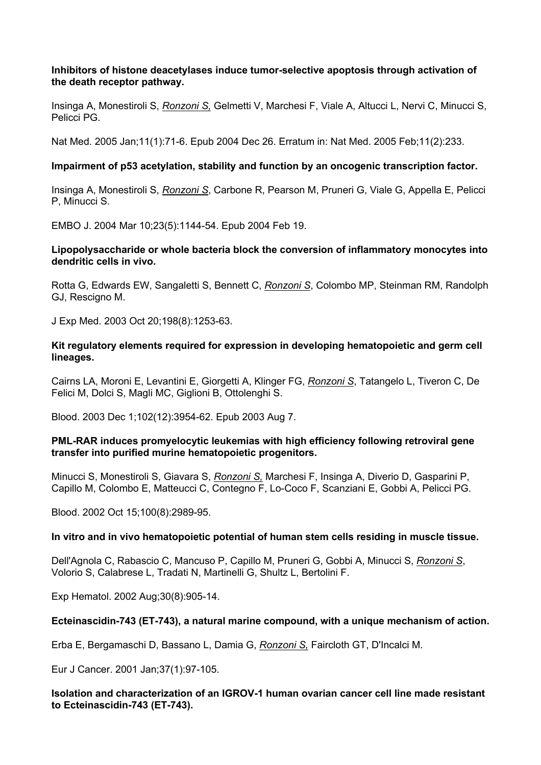**Inhibitors of histone deacetylases induce tumor-selective apoptosis through activation of the death receptor pathway.**

Insinga A, Monestiroli S, *Ronzoni S,* Gelmetti V, Marchesi F, Viale A, Altucci L, Nervi C, Minucci S, Pelicci PG.

Nat Med. 2005 Jan;11(1):71-6. Epub 2004 Dec 26. Erratum in: Nat Med. 2005 Feb;11(2):233.

**Impairment of p53 acetylation, stability and function by an oncogenic transcription factor.**

Insinga A, Monestiroli S, *Ronzoni S*, Carbone R, Pearson M, Pruneri G, Viale G, Appella E, Pelicci P, Minucci S.

EMBO J. 2004 Mar 10;23(5):1144-54. Epub 2004 Feb 19.

**Lipopolysaccharide or whole bacteria block the conversion of inflammatory monocytes into dendritic cells in vivo.**

Rotta G, Edwards EW, Sangaletti S, Bennett C, *Ronzoni S*, Colombo MP, Steinman RM, Randolph GJ, Rescigno M.

J Exp Med. 2003 Oct 20;198(8):1253-63.

**Kit regulatory elements required for expression in developing hematopoietic and germ cell lineages.**

Cairns LA, Moroni E, Levantini E, Giorgetti A, Klinger FG, *Ronzoni S*, Tatangelo L, Tiveron C, De Felici M, Dolci S, Magli MC, Giglioni B, Ottolenghi S.

Blood. 2003 Dec 1;102(12):3954-62. Epub 2003 Aug 7.

**PML-RAR induces promyelocytic leukemias with high efficiency following retroviral gene transfer into purified murine hematopoietic progenitors.**

Minucci S, Monestiroli S, Giavara S, *Ronzoni S,* Marchesi F, Insinga A, Diverio D, Gasparini P, Capillo M, Colombo E, Matteucci C, Contegno F, Lo-Coco F, Scanziani E, Gobbi A, Pelicci PG.

Blood. 2002 Oct 15;100(8):2989-95.

**In vitro and in vivo hematopoietic potential of human stem cells residing in muscle tissue.**

Dell'Agnola C, Rabascio C, Mancuso P, Capillo M, Pruneri G, Gobbi A, Minucci S, *Ronzoni S*, Volorio S, Calabrese L, Tradati N, Martinelli G, Shultz L, Bertolini F.

Exp Hematol. 2002 Aug;30(8):905-14.

**Ecteinascidin-743 (ET-743), a natural marine compound, with a unique mechanism of action.**

Erba E, Bergamaschi D, Bassano L, Damia G, *Ronzoni S,* Faircloth GT, D'Incalci M.

Eur J Cancer. 2001 Jan;37(1):97-105.

**Isolation and characterization of an IGROV-1 human ovarian cancer cell line made resistant to Ecteinascidin-743 (ET-743).**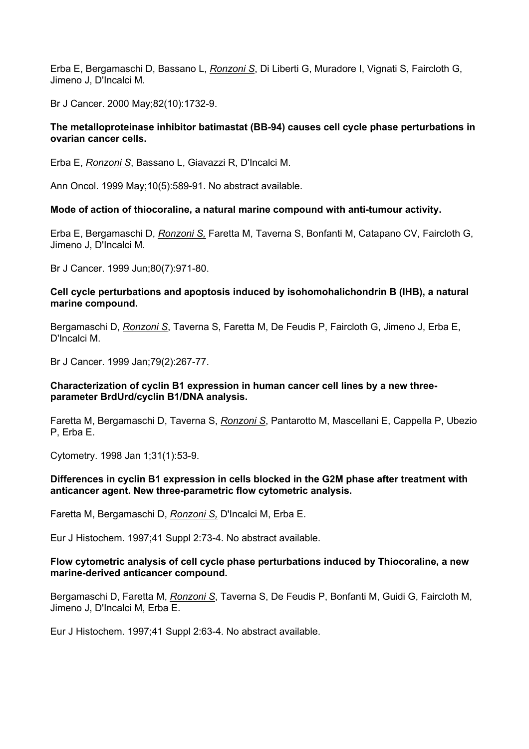Erba E, Bergamaschi D, Bassano L, _Ronzoni S_, Di Liberti G, Muradore I, Vignati S, Faircloth G, Jimeno J, D'Incalci M.

Br J Cancer. 2000 May;82(10):1732-9.

**The metalloproteinase inhibitor batimastat (BB-94) causes cell cycle phase perturbations in ovarian cancer cells.**

Erba E, _Ronzoni S_, Bassano L, Giavazzi R, D'Incalci M.

Ann Oncol. 1999 May;10(5):589-91. No abstract available.

**Mode of action of thiocoraline, a natural marine compound with anti-tumour activity.**

Erba E, Bergamaschi D, _Ronzoni S,_ Faretta M, Taverna S, Bonfanti M, Catapano CV, Faircloth G, Jimeno J, D'Incalci M.

Br J Cancer. 1999 Jun;80(7):971-80.

**Cell cycle perturbations and apoptosis induced by isohomohalichondrin B (IHB), a natural marine compound.**

Bergamaschi D, _Ronzoni S_, Taverna S, Faretta M, De Feudis P, Faircloth G, Jimeno J, Erba E, D'Incalci M.

Br J Cancer. 1999 Jan;79(2):267-77.

**Characterization of cyclin B1 expression in human cancer cell lines by a new three-parameter BrdUrd/cyclin B1/DNA analysis.**

Faretta M, Bergamaschi D, Taverna S, _Ronzoni S_, Pantarotto M, Mascellani E, Cappella P, Ubezio P, Erba E.

Cytometry. 1998 Jan 1;31(1):53-9.

**Differences in cyclin B1 expression in cells blocked in the G2M phase after treatment with anticancer agent. New three-parametric flow cytometric analysis.**

Faretta M, Bergamaschi D, _Ronzoni S,_ D'Incalci M, Erba E.

Eur J Histochem. 1997;41 Suppl 2:73-4. No abstract available.

**Flow cytometric analysis of cell cycle phase perturbations induced by Thiocoraline, a new marine-derived anticancer compound.**

Bergamaschi D, Faretta M, _Ronzoni S_, Taverna S, De Feudis P, Bonfanti M, Guidi G, Faircloth M, Jimeno J, D'Incalci M, Erba E.

Eur J Histochem. 1997;41 Suppl 2:63-4. No abstract available.